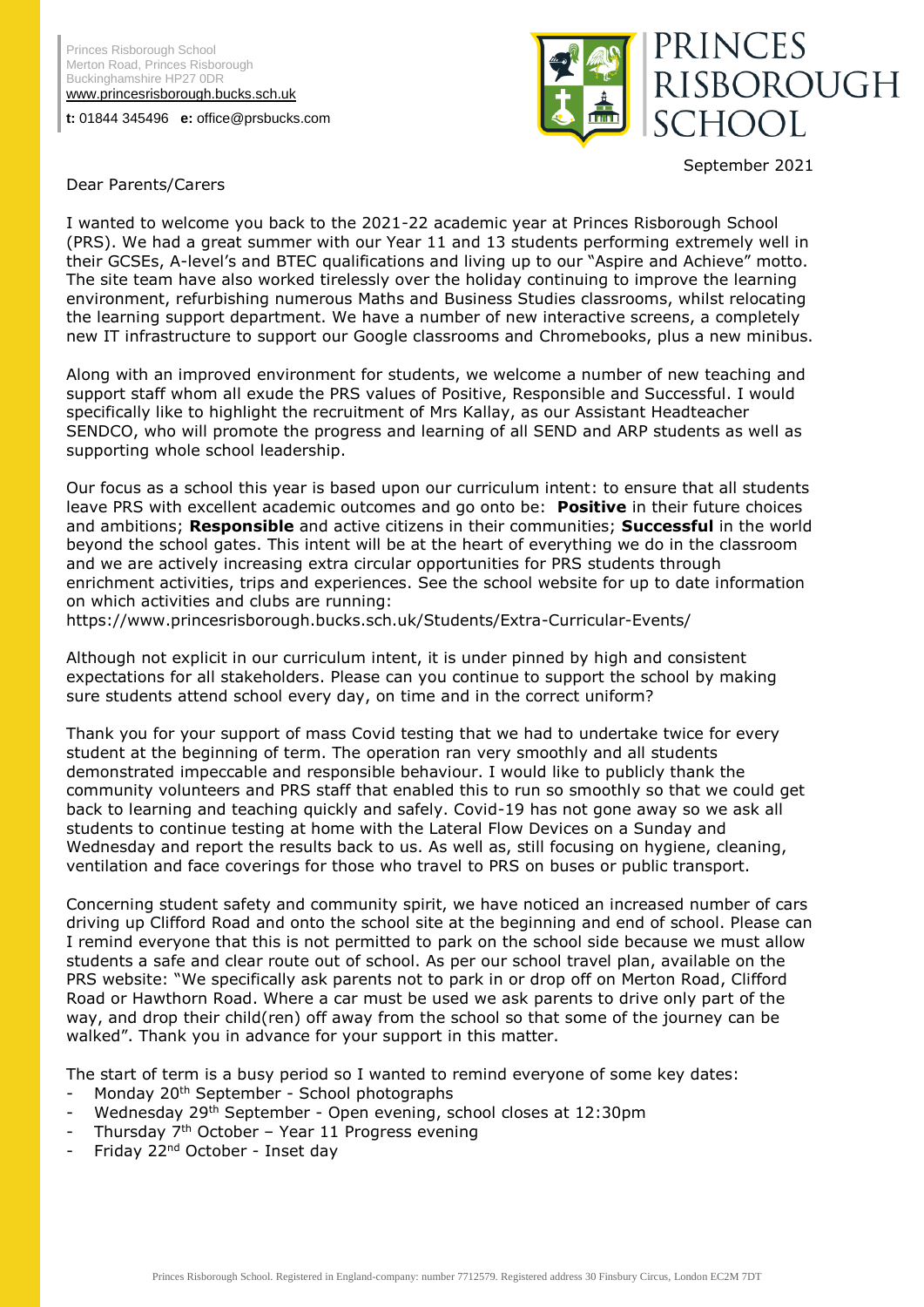Princes Risborough School
Merton Road, Princes Risborough
Buckinghamshire HP27 0DR
www.princesrisborough.bucks.sch.uk

**t:** 01844 345496 **e:** office@prsbucks.com

PRINCES RISBOROUGH SCHOOL

September 2021

Dear Parents/Carers

I wanted to welcome you back to the 2021-22 academic year at Princes Risborough School (PRS). We had a great summer with our Year 11 and 13 students performing extremely well in their GCSEs, A-level's and BTEC qualifications and living up to our "Aspire and Achieve" motto. The site team have also worked tirelessly over the holiday continuing to improve the learning environment, refurbishing numerous Maths and Business Studies classrooms, whilst relocating the learning support department. We have a number of new interactive screens, a completely new IT infrastructure to support our Google classrooms and Chromebooks, plus a new minibus.

Along with an improved environment for students, we welcome a number of new teaching and support staff whom all exude the PRS values of Positive, Responsible and Successful. I would specifically like to highlight the recruitment of Mrs Kallay, as our Assistant Headteacher SENDCO, who will promote the progress and learning of all SEND and ARP students as well as supporting whole school leadership.

Our focus as a school this year is based upon our curriculum intent: to ensure that all students leave PRS with excellent academic outcomes and go onto be: **Positive** in their future choices and ambitions; **Responsible** and active citizens in their communities; **Successful** in the world beyond the school gates. This intent will be at the heart of everything we do in the classroom and we are actively increasing extra circular opportunities for PRS students through enrichment activities, trips and experiences. See the school website for up to date information on which activities and clubs are running:
https://www.princesrisborough.bucks.sch.uk/Students/Extra-Curricular-Events/

Although not explicit in our curriculum intent, it is under pinned by high and consistent expectations for all stakeholders. Please can you continue to support the school by making sure students attend school every day, on time and in the correct uniform?

Thank you for your support of mass Covid testing that we had to undertake twice for every student at the beginning of term. The operation ran very smoothly and all students demonstrated impeccable and responsible behaviour. I would like to publicly thank the community volunteers and PRS staff that enabled this to run so smoothly so that we could get back to learning and teaching quickly and safely. Covid-19 has not gone away so we ask all students to continue testing at home with the Lateral Flow Devices on a Sunday and Wednesday and report the results back to us. As well as, still focusing on hygiene, cleaning, ventilation and face coverings for those who travel to PRS on buses or public transport.

Concerning student safety and community spirit, we have noticed an increased number of cars driving up Clifford Road and onto the school site at the beginning and end of school. Please can I remind everyone that this is not permitted to park on the school side because we must allow students a safe and clear route out of school. As per our school travel plan, available on the PRS website: "We specifically ask parents not to park in or drop off on Merton Road, Clifford Road or Hawthorn Road. Where a car must be used we ask parents to drive only part of the way, and drop their child(ren) off away from the school so that some of the journey can be walked". Thank you in advance for your support in this matter.

The start of term is a busy period so I wanted to remind everyone of some key dates:

- Monday 20th September - School photographs
- Wednesday 29th September - Open evening, school closes at 12:30pm
- Thursday 7th October – Year 11 Progress evening
- Friday 22nd October - Inset day

Princes Risborough School. Registered in England-company: number 7712579. Registered address 30 Finsbury Circus, London EC2M 7DT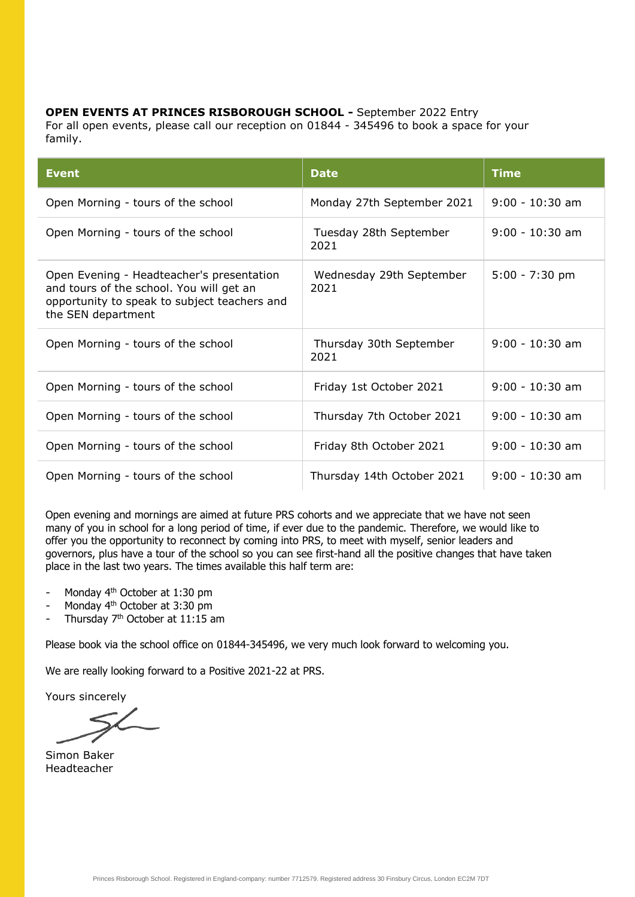**OPEN EVENTS AT PRINCES RISBOROUGH SCHOOL -** September 2022 Entry
For all open events, please call our reception on 01844 - 345496 to book a space for your family.

| Event | Date | Time |
|---|---|---|
| Open Morning - tours of the school | Monday 27th September 2021 | 9:00 - 10:30 am |
| Open Morning - tours of the school | Tuesday 28th September 2021 | 9:00 - 10:30 am |
| Open Evening - Headteacher's presentation and tours of the school. You will get an opportunity to speak to subject teachers and the SEN department | Wednesday 29th September 2021 | 5:00 - 7:30 pm |
| Open Morning - tours of the school | Thursday 30th September 2021 | 9:00 - 10:30 am |
| Open Morning - tours of the school | Friday 1st October 2021 | 9:00 - 10:30 am |
| Open Morning - tours of the school | Thursday 7th October 2021 | 9:00 - 10:30 am |
| Open Morning - tours of the school | Friday 8th October 2021 | 9:00 - 10:30 am |
| Open Morning - tours of the school | Thursday 14th October 2021 | 9:00 - 10:30 am |

Open evening and mornings are aimed at future PRS cohorts and we appreciate that we have not seen many of you in school for a long period of time, if ever due to the pandemic. Therefore, we would like to offer you the opportunity to reconnect by coming into PRS, to meet with myself, senior leaders and governors, plus have a tour of the school so you can see first-hand all the positive changes that have taken place in the last two years. The times available this half term are:

- Monday 4th October at 1:30 pm
- Monday 4th October at 3:30 pm
- Thursday 7th October at 11:15 am

Please book via the school office on 01844-345496, we very much look forward to welcoming you.

We are really looking forward to a Positive 2021-22 at PRS.

Yours sincerely

Simon Baker
Headteacher

Princes Risborough School. Registered in England-company: number 7712579. Registered address 30 Finsbury Circus, London EC2M 7DT